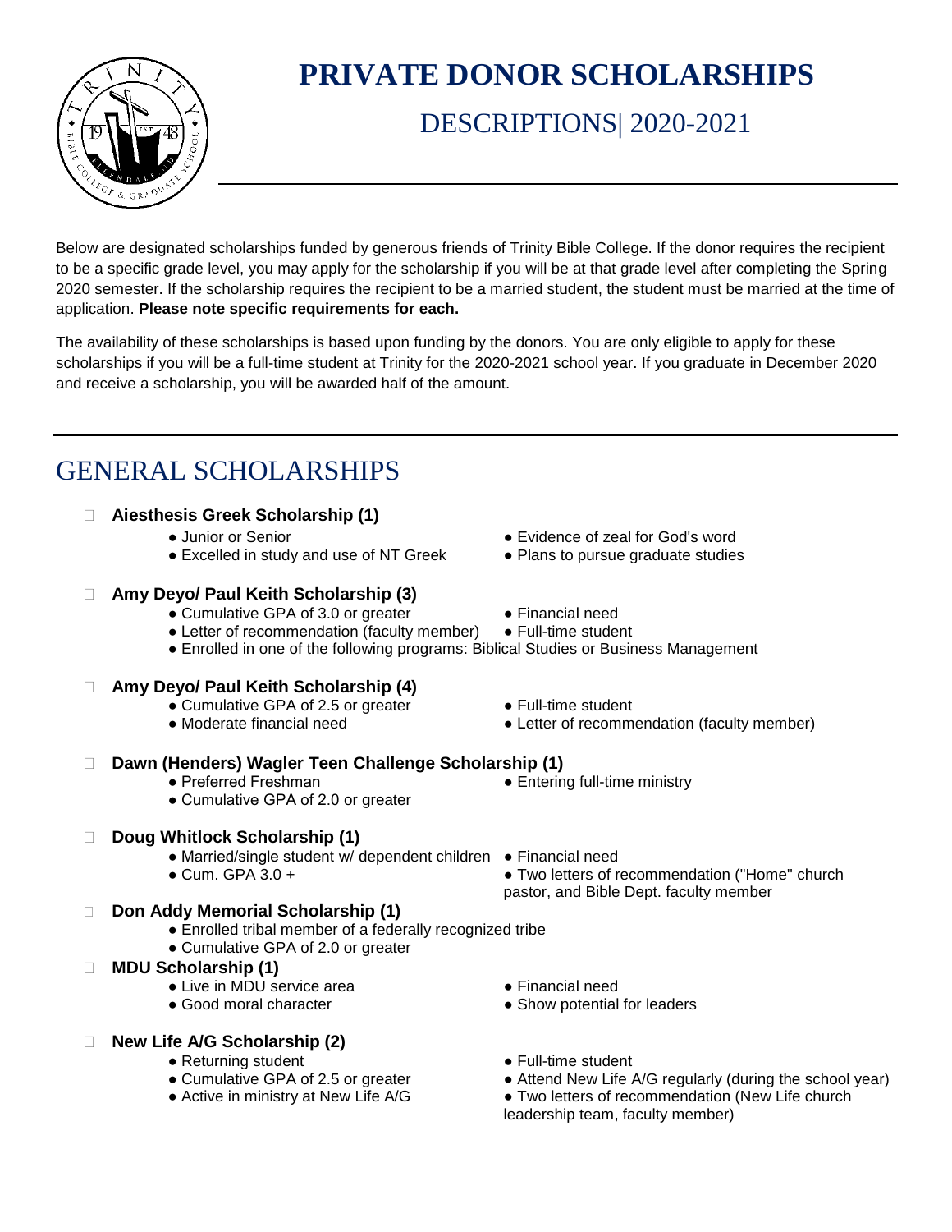# PRIVATE DONOR SCHOLARSHIPS

## DESCRIPTIONS| 2020-2021

Below are designated scholarships funded by generous friends of Trinity Bible College. If the donor requires the recipient to be a specific grade level, you may apply for the scholarship if you will be at that grade level after completing the Spring 2020 semester. If the scholarship requires the recipient to be a married student, the student must be married at the time of application. **Please note specific requirements for each.**

The availability of these scholarships is based upon funding by the donors. You are only eligible to apply for these scholarships if you will be a full-time student at Trinity for the 2020-2021 school year. If you graduate in December 2020 and receive a scholarship, you will be awarded half of the amount.

## GENERAL SCHOLARSHIPS

- **Aiesthesis Greek Scholarship (1)**
  - Junior or Senior
  - Excelled in study and use of NT Greek
  - Evidence of zeal for God's word
  - Plans to pursue graduate studies

- **Amy Deyo/ Paul Keith Scholarship (3)**
  - Cumulative GPA of 3.0 or greater
  - Letter of recommendation (faculty member)
  - Financial need
  - Full-time student
  - Enrolled in one of the following programs: Biblical Studies or Business Management

- **Amy Deyo/ Paul Keith Scholarship (4)**
  - Cumulative GPA of 2.5 or greater
  - Moderate financial need
  - Full-time student
  - Letter of recommendation (faculty member)

- **Dawn (Henders) Wagler Teen Challenge Scholarship (1)**
  - Preferred Freshman
  - Cumulative GPA of 2.0 or greater
  - Entering full-time ministry

- **Doug Whitlock Scholarship (1)**
  - Married/single student w/ dependent children
  - Cum. GPA 3.0 +
  - Financial need
  - Two letters of recommendation ("Home" church pastor, and Bible Dept. faculty member

- **Don Addy Memorial Scholarship (1)**
  - Enrolled tribal member of a federally recognized tribe
  - Cumulative GPA of 2.0 or greater

- **MDU Scholarship (1)**
  - Live in MDU service area
  - Good moral character
  - Financial need
  - Show potential for leaders

- **New Life A/G Scholarship (2)**
  - Returning student
  - Cumulative GPA of 2.5 or greater
  - Active in ministry at New Life A/G
  - Full-time student
  - Attend New Life A/G regularly (during the school year)
  - Two letters of recommendation (New Life church leadership team, faculty member)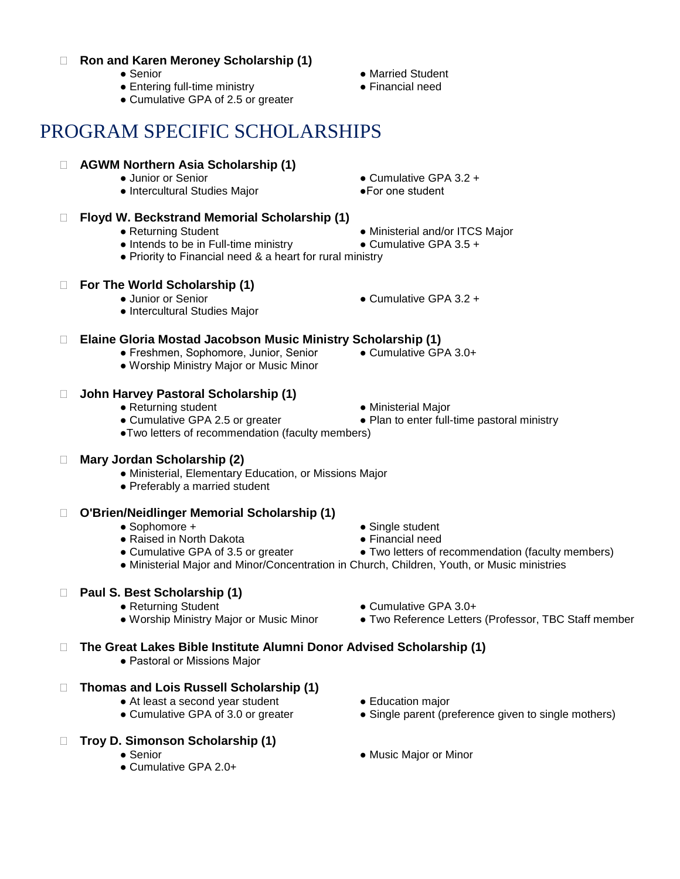- **Ron and Karen Meroney Scholarship (1)**
  - Senior
  - Married Student
  - Entering full-time ministry
  - Financial need
  - Cumulative GPA of 2.5 or greater

# PROGRAM SPECIFIC SCHOLARSHIPS

- **AGWM Northern Asia Scholarship (1)**
  - Junior or Senior
  - Cumulative GPA 3.2 +
  - Intercultural Studies Major
  - For one student

- **Floyd W. Beckstrand Memorial Scholarship (1)**
  - Returning Student
  - Ministerial and/or ITCS Major
  - Intends to be in Full-time ministry
  - Cumulative GPA 3.5 +
  - Priority to Financial need & a heart for rural ministry

- **For The World Scholarship (1)**
  - Junior or Senior
  - Cumulative GPA 3.2 +
  - Intercultural Studies Major

- **Elaine Gloria Mostad Jacobson Music Ministry Scholarship (1)**
  - Freshmen, Sophomore, Junior, Senior
  - Cumulative GPA 3.0+
  - Worship Ministry Major or Music Minor

- **John Harvey Pastoral Scholarship (1)**
  - Returning student
  - Ministerial Major
  - Cumulative GPA 2.5 or greater
  - Plan to enter full-time pastoral ministry
  - Two letters of recommendation (faculty members)

- **Mary Jordan Scholarship (2)**
  - Ministerial, Elementary Education, or Missions Major
  - Preferably a married student

- **O'Brien/Neidlinger Memorial Scholarship (1)**
  - Sophomore +
  - Single student
  - Raised in North Dakota
  - Financial need
  - Cumulative GPA of 3.5 or greater
  - Two letters of recommendation (faculty members)
  - Ministerial Major and Minor/Concentration in Church, Children, Youth, or Music ministries

- **Paul S. Best Scholarship (1)**
  - Returning Student
  - Cumulative GPA 3.0+
  - Worship Ministry Major or Music Minor
  - Two Reference Letters (Professor, TBC Staff member

- **The Great Lakes Bible Institute Alumni Donor Advised Scholarship (1)**
  - Pastoral or Missions Major

- **Thomas and Lois Russell Scholarship (1)**
  - At least a second year student
  - Education major
  - Cumulative GPA of 3.0 or greater
  - Single parent (preference given to single mothers)

- **Troy D. Simonson Scholarship (1)**
  - Senior
  - Music Major or Minor
  - Cumulative GPA 2.0+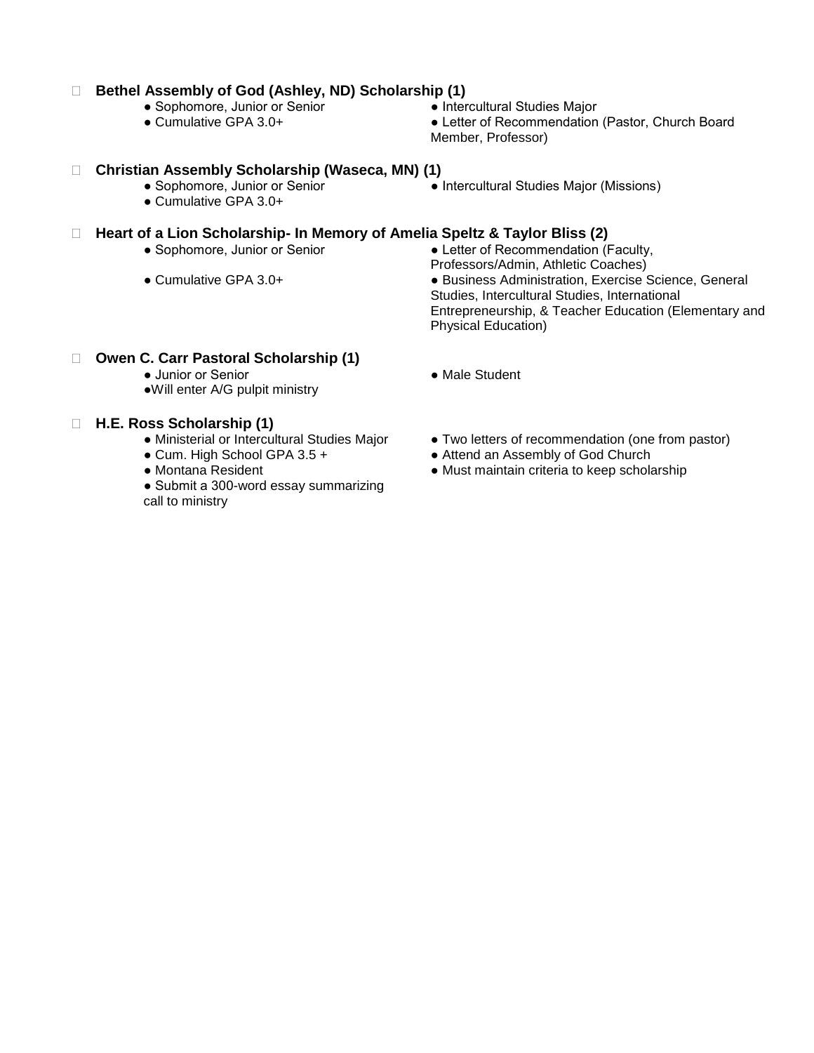- **Bethel Assembly of God (Ashley, ND) Scholarship (1)**
  - Sophomore, Junior or Senior
  - Cumulative GPA 3.0+
  - Intercultural Studies Major
  - Letter of Recommendation (Pastor, Church Board Member, Professor)

- **Christian Assembly Scholarship (Waseca, MN) (1)**
  - Sophomore, Junior or Senior
  - Cumulative GPA 3.0+
  - Intercultural Studies Major (Missions)

- **Heart of a Lion Scholarship- In Memory of Amelia Speltz & Taylor Bliss (2)**
  - Sophomore, Junior or Senior
  - Cumulative GPA 3.0+
  - Letter of Recommendation (Faculty, Professors/Admin, Athletic Coaches)
  - Business Administration, Exercise Science, General Studies, Intercultural Studies, International Entrepreneurship, & Teacher Education (Elementary and Physical Education)

- **Owen C. Carr Pastoral Scholarship (1)**
  - Junior or Senior
  - Will enter A/G pulpit ministry
  - Male Student

- **H.E. Ross Scholarship (1)**
  - Ministerial or Intercultural Studies Major
  - Cum. High School GPA 3.5 +
  - Montana Resident
  - Submit a 300-word essay summarizing call to ministry
  - Two letters of recommendation (one from pastor)
  - Attend an Assembly of God Church
  - Must maintain criteria to keep scholarship